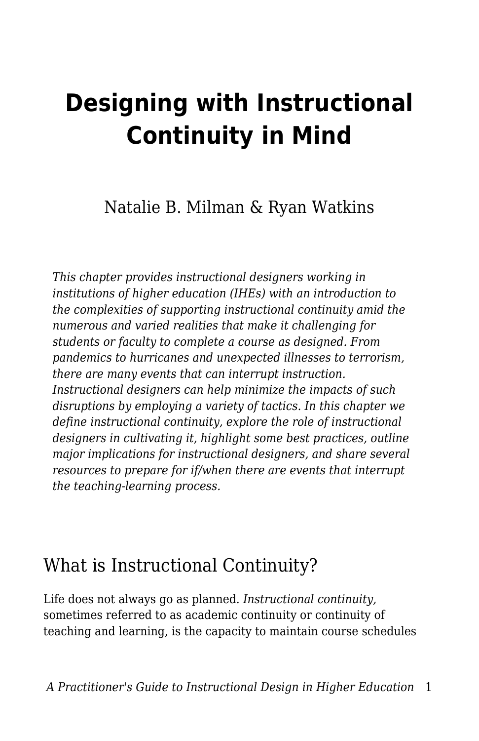# Designing with Instructional Continuity in Mind

Natalie B. Milman & Ryan Watkins

*This chapter provides instructional designers working in institutions of higher education (IHEs) with an introduction to the complexities of supporting instructional continuity amid the numerous and varied realities that make it challenging for students or faculty to complete a course as designed. From pandemics to hurricanes and unexpected illnesses to terrorism, there are many events that can interrupt instruction. Instructional designers can help minimize the impacts of such disruptions by employing a variety of tactics. In this chapter we define instructional continuity, explore the role of instructional designers in cultivating it, highlight some best practices, outline major implications for instructional designers, and share several resources to prepare for if/when there are events that interrupt the teaching-learning process.*

## What is Instructional Continuity?

Life does not always go as planned. *Instructional continuity,* sometimes referred to as academic continuity or continuity of teaching and learning, is the capacity to maintain course schedules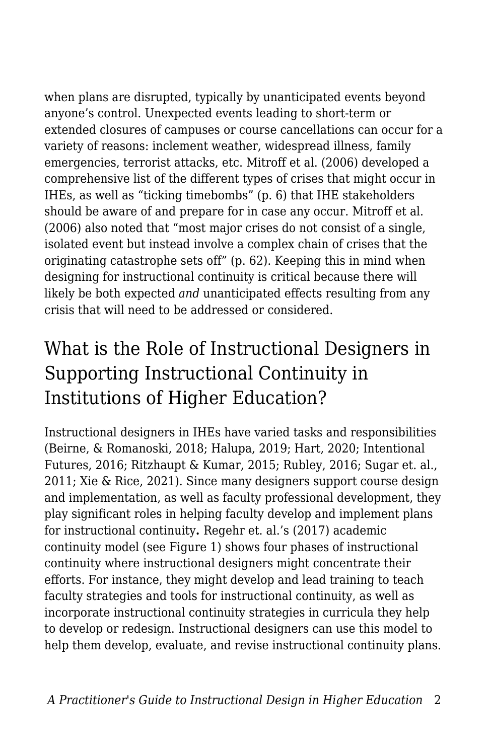when plans are disrupted, typically by unanticipated events beyond anyone's control. Unexpected events leading to short-term or extended closures of campuses or course cancellations can occur for a variety of reasons: inclement weather, widespread illness, family emergencies, terrorist attacks, etc. Mitroff et al. (2006) developed a comprehensive list of the different types of crises that might occur in IHEs, as well as "ticking timebombs" (p. 6) that IHE stakeholders should be aware of and prepare for in case any occur. Mitroff et al. (2006) also noted that "most major crises do not consist of a single, isolated event but instead involve a complex chain of crises that the originating catastrophe sets off" (p. 62). Keeping this in mind when designing for instructional continuity is critical because there will likely be both expected *and* unanticipated effects resulting from any crisis that will need to be addressed or considered.

## What is the Role of Instructional Designers in Supporting Instructional Continuity in Institutions of Higher Education?

Instructional designers in IHEs have varied tasks and responsibilities (Beirne, & Romanoski, 2018; Halupa, 2019; Hart, 2020; Intentional Futures, 2016; Ritzhaupt & Kumar, 2015; Rubley, 2016; Sugar et. al., 2011; Xie & Rice, 2021). Since many designers support course design and implementation, as well as faculty professional development, they play significant roles in helping faculty develop and implement plans for instructional continuity**.** Regehr et. al.'s (2017) academic continuity model (see Figure 1) shows four phases of instructional continuity where instructional designers might concentrate their efforts. For instance, they might develop and lead training to teach faculty strategies and tools for instructional continuity, as well as incorporate instructional continuity strategies in curricula they help to develop or redesign. Instructional designers can use this model to help them develop, evaluate, and revise instructional continuity plans.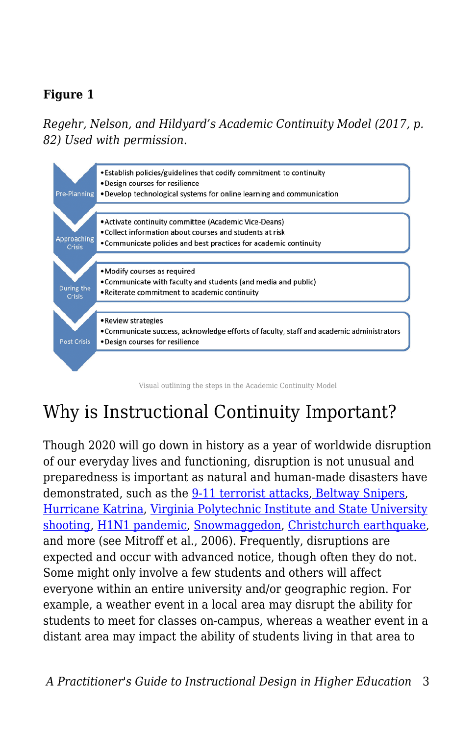**Figure 1**

*Regehr, Nelson, and Hildyard's Academic Continuity Model (2017, p. 82) Used with permission.*

| Phase | Steps |
| --- | --- |
| Pre-Planning | •Establish policies/guidelines that codify commitment to continuity<br>•Design courses for resilience<br>•Develop technological systems for online learning and communication |
| Approaching Crisis | •Activate continuity committee (Academic Vice-Deans)<br>•Collect information about courses and students at risk<br>•Communicate policies and best practices for academic continuity |
| During the Crisis | •Modify courses as required<br>•Communicate with faculty and students (and media and public)<br>•Reiterate commitment to academic continuity |
| Post Crisis | •Review strategies<br>•Communicate success, acknowledge efforts of faculty, staff and academic administrators<br>•Design courses for resilience |

Visual outlining the steps in the Academic Continuity Model

# Why is Instructional Continuity Important?

Though 2020 will go down in history as a year of worldwide disruption of our everyday lives and functioning, disruption is not unusual and preparedness is important as natural and human-made disasters have demonstrated, such as the 9-11 terrorist attacks, Beltway Snipers, Hurricane Katrina, Virginia Polytechnic Institute and State University shooting, H1N1 pandemic, Snowmaggedon, Christchurch earthquake, and more (see Mitroff et al., 2006). Frequently, disruptions are expected and occur with advanced notice, though often they do not. Some might only involve a few students and others will affect everyone within an entire university and/or geographic region. For example, a weather event in a local area may disrupt the ability for students to meet for classes on-campus, whereas a weather event in a distant area may impact the ability of students living in that area to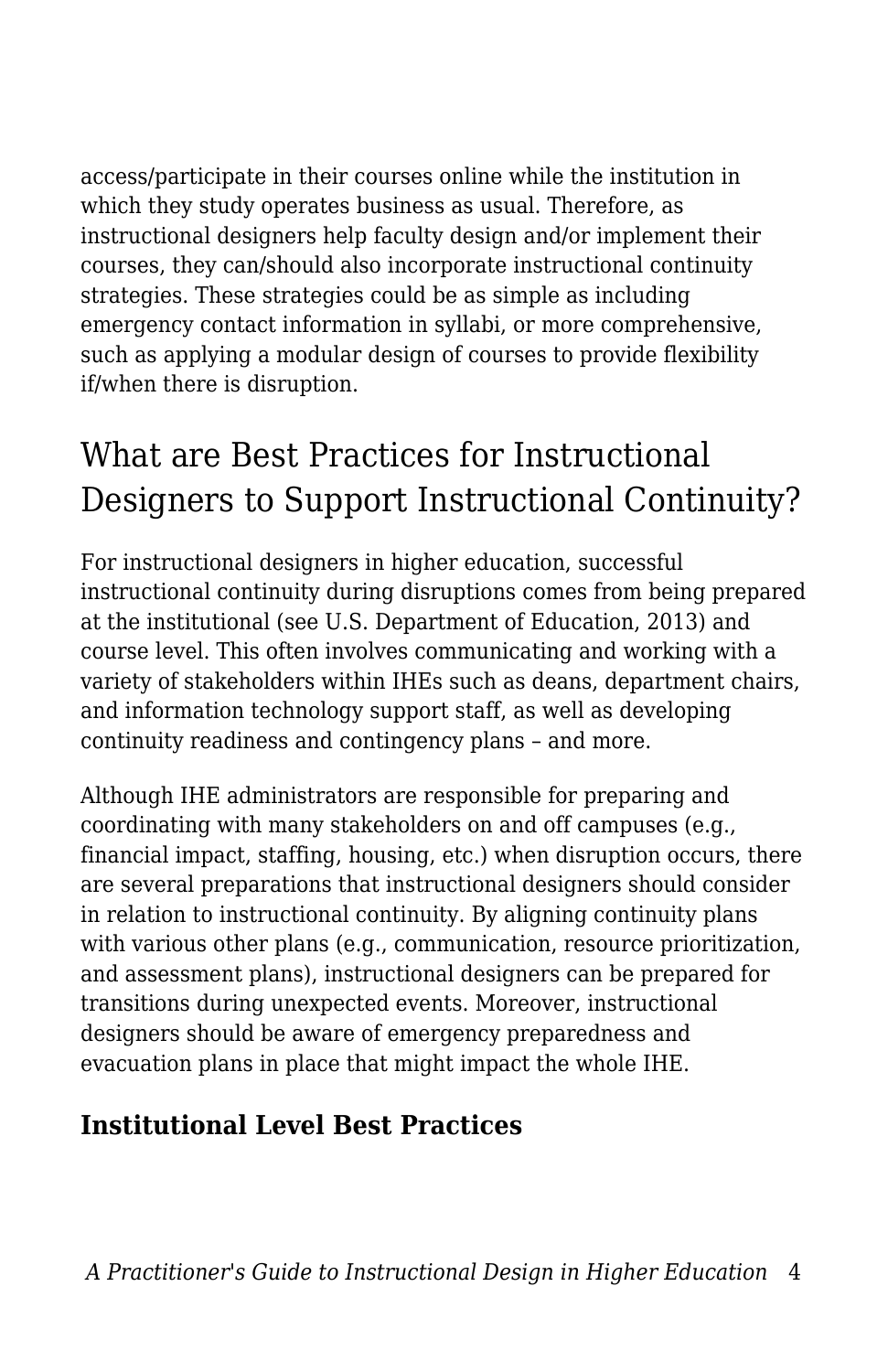access/participate in their courses online while the institution in which they study operates business as usual. Therefore, as instructional designers help faculty design and/or implement their courses, they can/should also incorporate instructional continuity strategies. These strategies could be as simple as including emergency contact information in syllabi, or more comprehensive, such as applying a modular design of courses to provide flexibility if/when there is disruption.

## What are Best Practices for Instructional Designers to Support Instructional Continuity?

For instructional designers in higher education, successful instructional continuity during disruptions comes from being prepared at the institutional (see U.S. Department of Education, 2013) and course level. This often involves communicating and working with a variety of stakeholders within IHEs such as deans, department chairs, and information technology support staff, as well as developing continuity readiness and contingency plans – and more.

Although IHE administrators are responsible for preparing and coordinating with many stakeholders on and off campuses (e.g., financial impact, staffing, housing, etc.) when disruption occurs, there are several preparations that instructional designers should consider in relation to instructional continuity. By aligning continuity plans with various other plans (e.g., communication, resource prioritization, and assessment plans), instructional designers can be prepared for transitions during unexpected events. Moreover, instructional designers should be aware of emergency preparedness and evacuation plans in place that might impact the whole IHE.

### Institutional Level Best Practices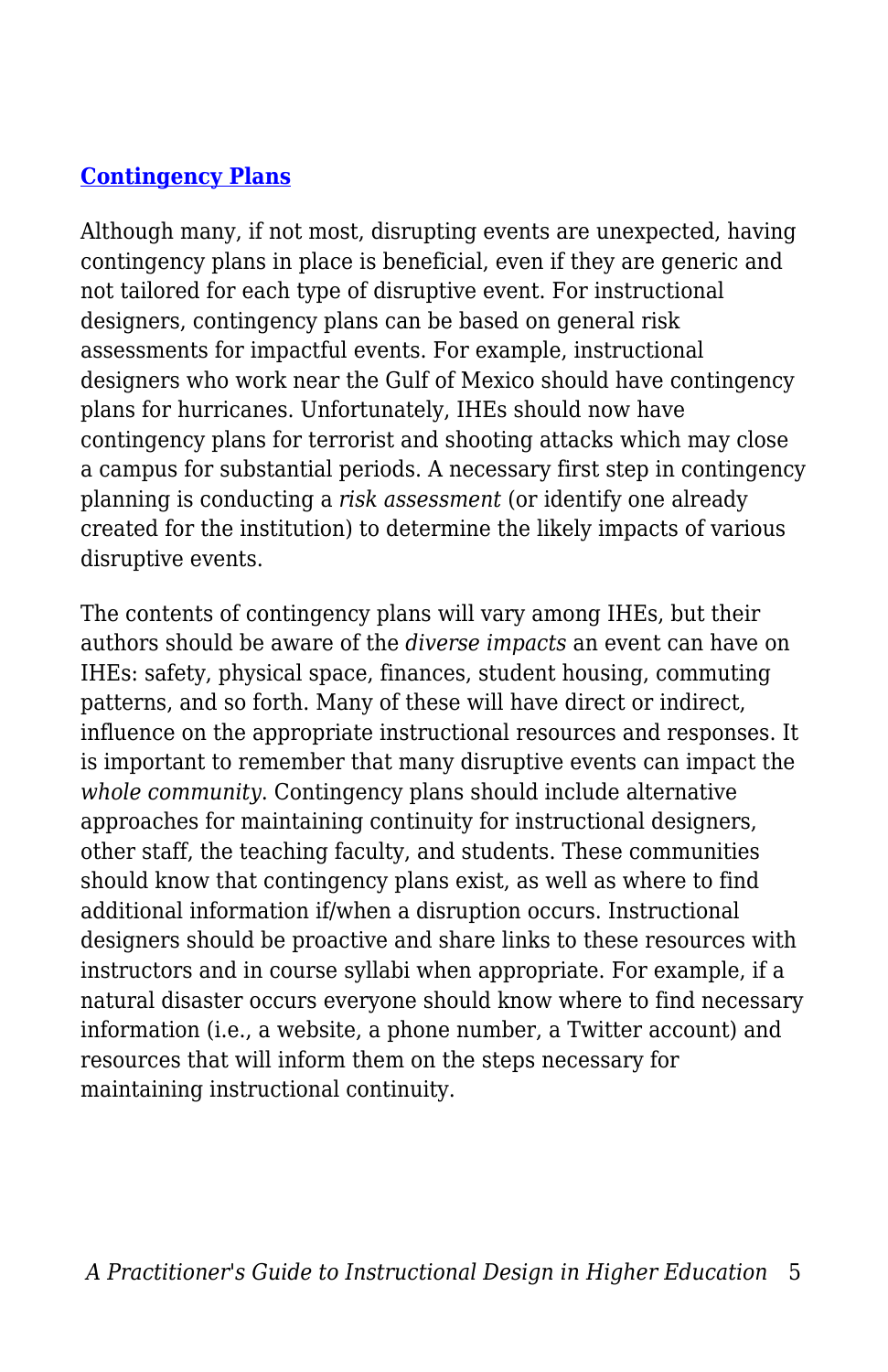### [Contingency Plans]

Although many, if not most, disrupting events are unexpected, having contingency plans in place is beneficial, even if they are generic and not tailored for each type of disruptive event. For instructional designers, contingency plans can be based on general risk assessments for impactful events. For example, instructional designers who work near the Gulf of Mexico should have contingency plans for hurricanes. Unfortunately, IHEs should now have contingency plans for terrorist and shooting attacks which may close a campus for substantial periods. A necessary first step in contingency planning is conducting a *risk assessment* (or identify one already created for the institution) to determine the likely impacts of various disruptive events.

The contents of contingency plans will vary among IHEs, but their authors should be aware of the *diverse impacts* an event can have on IHEs: safety, physical space, finances, student housing, commuting patterns, and so forth. Many of these will have direct or indirect, influence on the appropriate instructional resources and responses. It is important to remember that many disruptive events can impact the *whole community*. Contingency plans should include alternative approaches for maintaining continuity for instructional designers, other staff, the teaching faculty, and students. These communities should know that contingency plans exist, as well as where to find additional information if/when a disruption occurs. Instructional designers should be proactive and share links to these resources with instructors and in course syllabi when appropriate. For example, if a natural disaster occurs everyone should know where to find necessary information (i.e., a website, a phone number, a Twitter account) and resources that will inform them on the steps necessary for maintaining instructional continuity.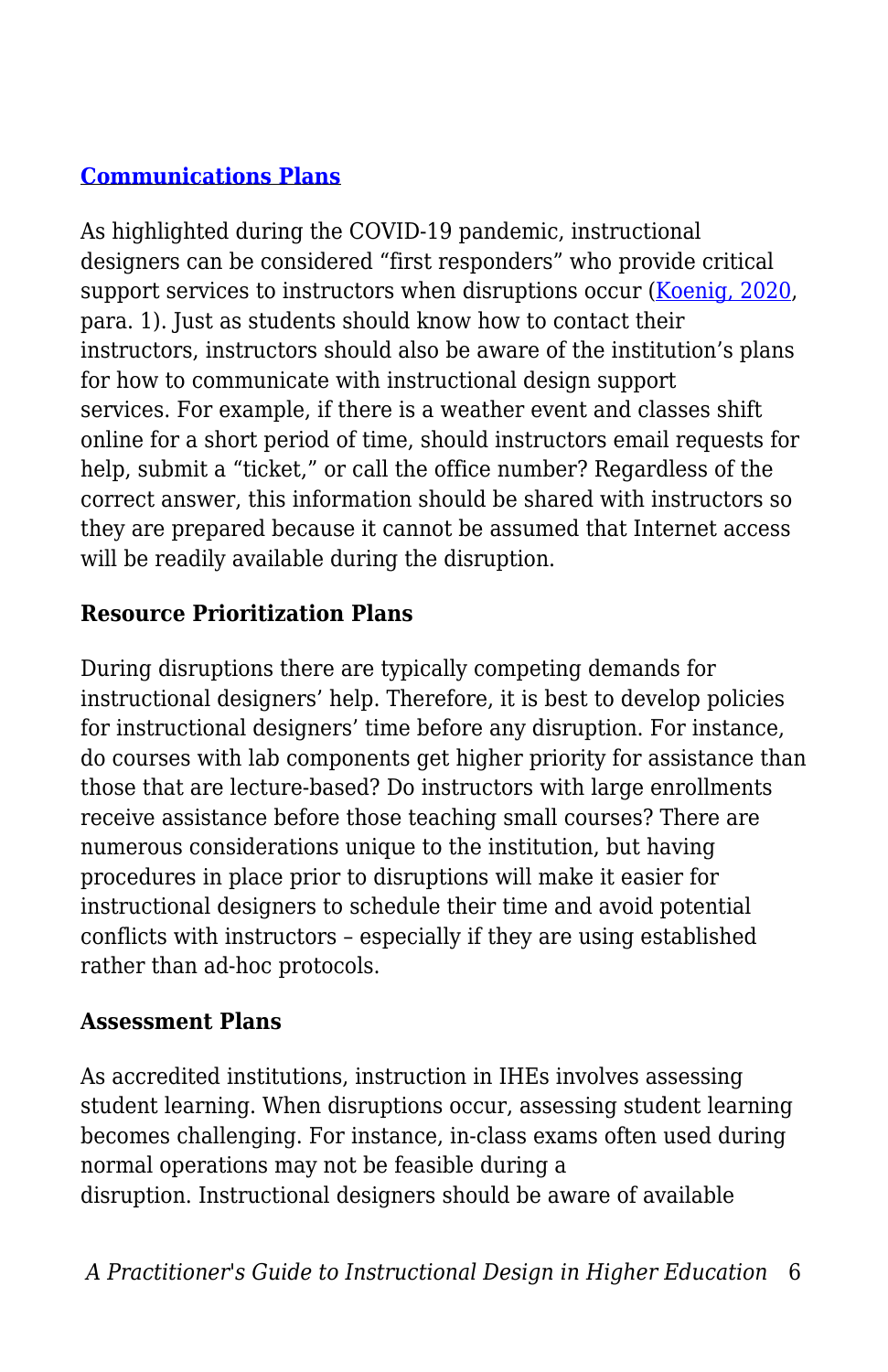### [Communications Plans]

As highlighted during the COVID-19 pandemic, instructional designers can be considered "first responders" who provide critical support services to instructors when disruptions occur ([Koenig, 2020], para. 1). Just as students should know how to contact their instructors, instructors should also be aware of the institution's plans for how to communicate with instructional design support services. For example, if there is a weather event and classes shift online for a short period of time, should instructors email requests for help, submit a "ticket," or call the office number? Regardless of the correct answer, this information should be shared with instructors so they are prepared because it cannot be assumed that Internet access will be readily available during the disruption.

### Resource Prioritization Plans

During disruptions there are typically competing demands for instructional designers' help. Therefore, it is best to develop policies for instructional designers' time before any disruption. For instance, do courses with lab components get higher priority for assistance than those that are lecture-based? Do instructors with large enrollments receive assistance before those teaching small courses? There are numerous considerations unique to the institution, but having procedures in place prior to disruptions will make it easier for instructional designers to schedule their time and avoid potential conflicts with instructors – especially if they are using established rather than ad-hoc protocols.

### Assessment Plans

As accredited institutions, instruction in IHEs involves assessing student learning. When disruptions occur, assessing student learning becomes challenging. For instance, in-class exams often used during normal operations may not be feasible during a disruption. Instructional designers should be aware of available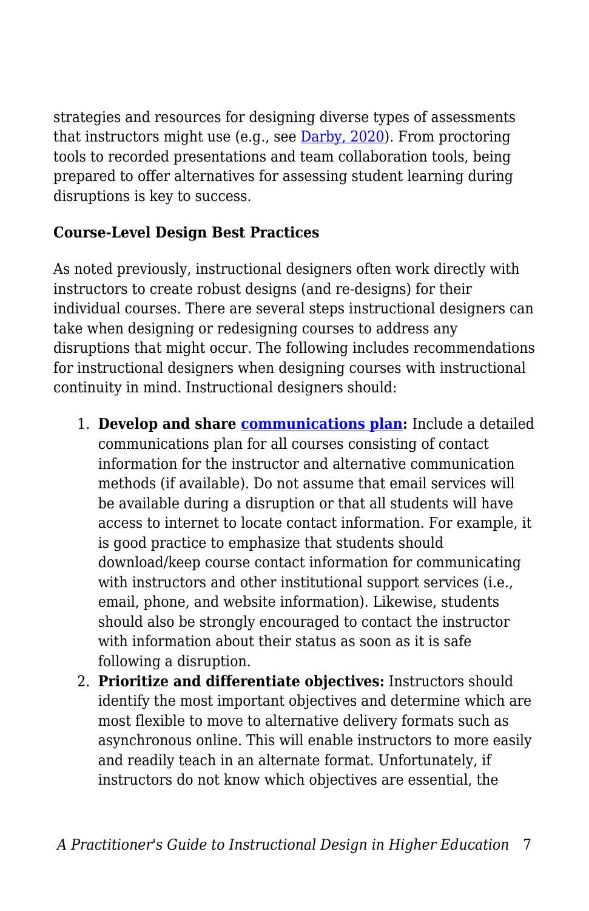strategies and resources for designing diverse types of assessments that instructors might use (e.g., see Darby, 2020). From proctoring tools to recorded presentations and team collaboration tools, being prepared to offer alternatives for assessing student learning during disruptions is key to success.

**Course-Level Design Best Practices**

As noted previously, instructional designers often work directly with instructors to create robust designs (and re-designs) for their individual courses. There are several steps instructional designers can take when designing or redesigning courses to address any disruptions that might occur. The following includes recommendations for instructional designers when designing courses with instructional continuity in mind. Instructional designers should:

1. **Develop and share communications plan:** Include a detailed communications plan for all courses consisting of contact information for the instructor and alternative communication methods (if available). Do not assume that email services will be available during a disruption or that all students will have access to internet to locate contact information. For example, it is good practice to emphasize that students should download/keep course contact information for communicating with instructors and other institutional support services (i.e., email, phone, and website information). Likewise, students should also be strongly encouraged to contact the instructor with information about their status as soon as it is safe following a disruption.
2. **Prioritize and differentiate objectives:** Instructors should identify the most important objectives and determine which are most flexible to move to alternative delivery formats such as asynchronous online. This will enable instructors to more easily and readily teach in an alternate format. Unfortunately, if instructors do not know which objectives are essential, the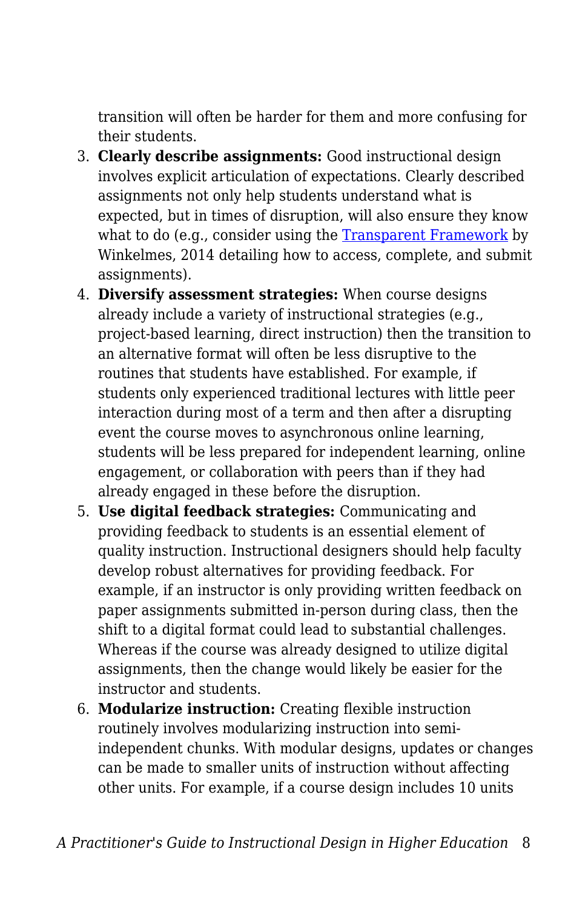transition will often be harder for them and more confusing for their students.

3. **Clearly describe assignments:** Good instructional design involves explicit articulation of expectations. Clearly described assignments not only help students understand what is expected, but in times of disruption, will also ensure they know what to do (e.g., consider using the Transparent Framework by Winkelmes, 2014 detailing how to access, complete, and submit assignments).
4. **Diversify assessment strategies:** When course designs already include a variety of instructional strategies (e.g., project-based learning, direct instruction) then the transition to an alternative format will often be less disruptive to the routines that students have established. For example, if students only experienced traditional lectures with little peer interaction during most of a term and then after a disrupting event the course moves to asynchronous online learning, students will be less prepared for independent learning, online engagement, or collaboration with peers than if they had already engaged in these before the disruption.
5. **Use digital feedback strategies:** Communicating and providing feedback to students is an essential element of quality instruction. Instructional designers should help faculty develop robust alternatives for providing feedback. For example, if an instructor is only providing written feedback on paper assignments submitted in-person during class, then the shift to a digital format could lead to substantial challenges. Whereas if the course was already designed to utilize digital assignments, then the change would likely be easier for the instructor and students.
6. **Modularize instruction:** Creating flexible instruction routinely involves modularizing instruction into semi-independent chunks. With modular designs, updates or changes can be made to smaller units of instruction without affecting other units. For example, if a course design includes 10 units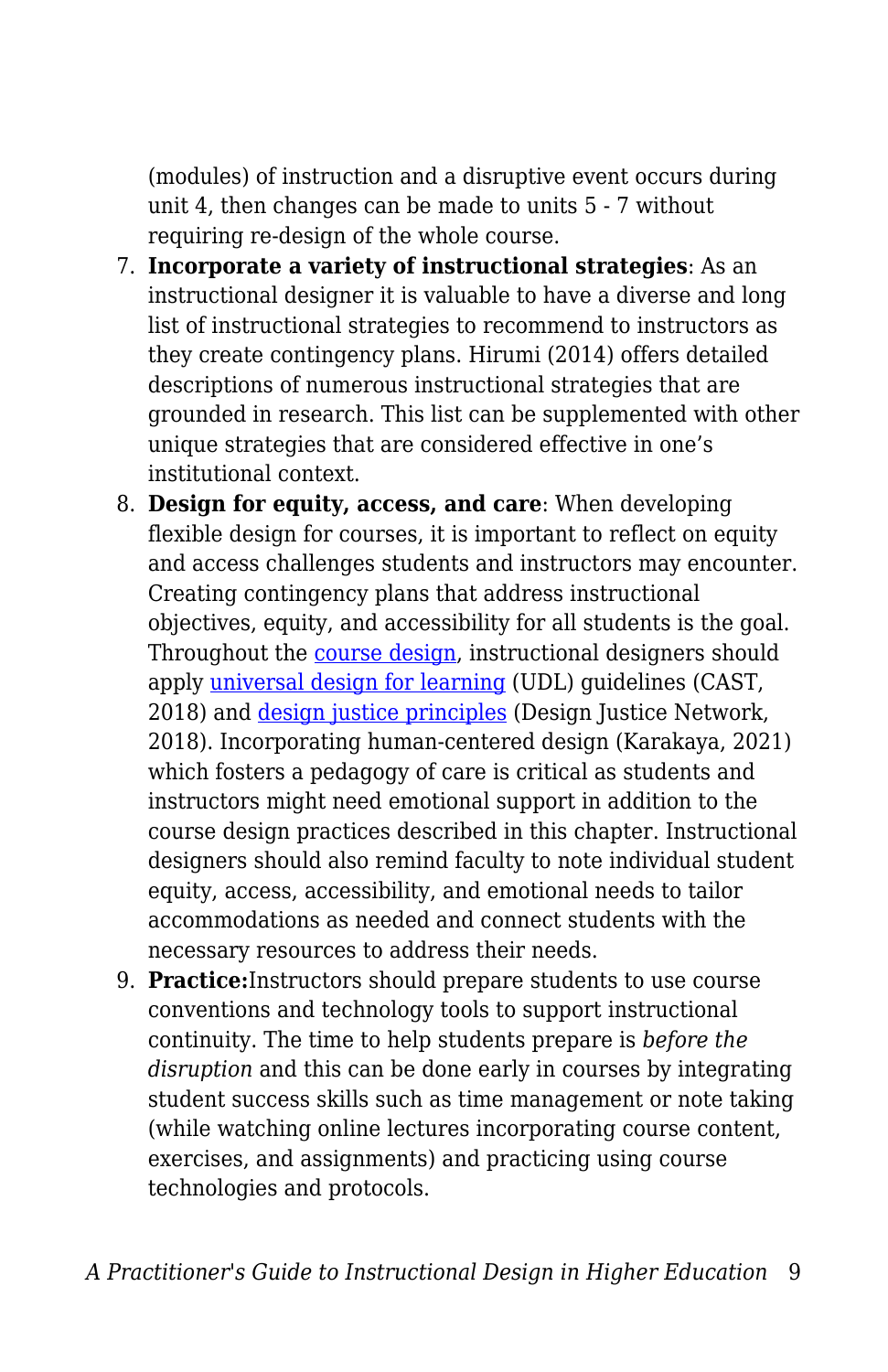(modules) of instruction and a disruptive event occurs during unit 4, then changes can be made to units 5 - 7 without requiring re-design of the whole course.

7. **Incorporate a variety of instructional strategies**: As an instructional designer it is valuable to have a diverse and long list of instructional strategies to recommend to instructors as they create contingency plans. Hirumi (2014) offers detailed descriptions of numerous instructional strategies that are grounded in research. This list can be supplemented with other unique strategies that are considered effective in one's institutional context.
8. **Design for equity, access, and care**: When developing flexible design for courses, it is important to reflect on equity and access challenges students and instructors may encounter. Creating contingency plans that address instructional objectives, equity, and accessibility for all students is the goal. Throughout the course design, instructional designers should apply universal design for learning (UDL) guidelines (CAST, 2018) and design justice principles (Design Justice Network, 2018). Incorporating human-centered design (Karakaya, 2021) which fosters a pedagogy of care is critical as students and instructors might need emotional support in addition to the course design practices described in this chapter. Instructional designers should also remind faculty to note individual student equity, access, accessibility, and emotional needs to tailor accommodations as needed and connect students with the necessary resources to address their needs.
9. **Practice:** Instructors should prepare students to use course conventions and technology tools to support instructional continuity. The time to help students prepare is *before the disruption* and this can be done early in courses by integrating student success skills such as time management or note taking (while watching online lectures incorporating course content, exercises, and assignments) and practicing using course technologies and protocols.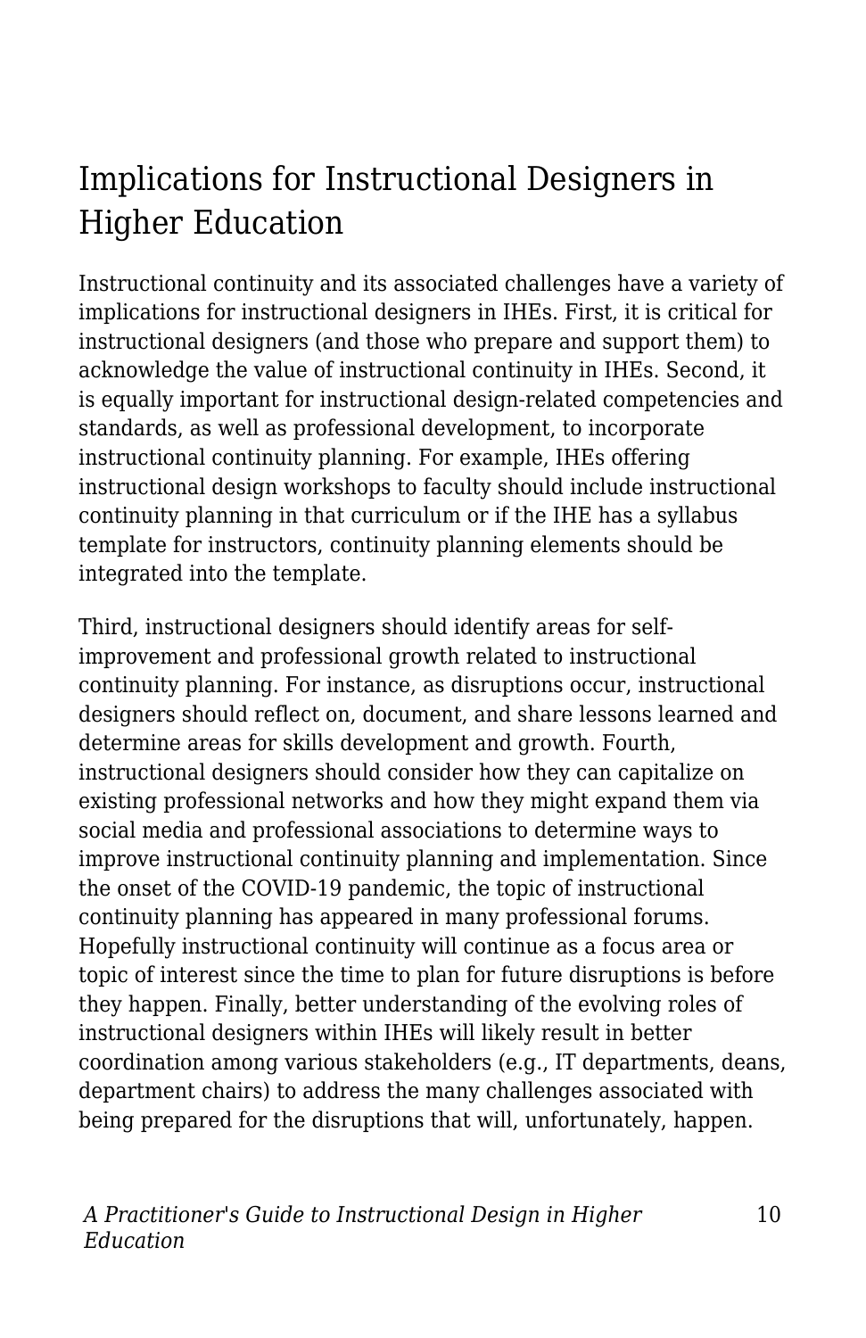## Implications for Instructional Designers in Higher Education

Instructional continuity and its associated challenges have a variety of implications for instructional designers in IHEs. First, it is critical for instructional designers (and those who prepare and support them) to acknowledge the value of instructional continuity in IHEs. Second, it is equally important for instructional design-related competencies and standards, as well as professional development, to incorporate instructional continuity planning. For example, IHEs offering instructional design workshops to faculty should include instructional continuity planning in that curriculum or if the IHE has a syllabus template for instructors, continuity planning elements should be integrated into the template.

Third, instructional designers should identify areas for self-improvement and professional growth related to instructional continuity planning. For instance, as disruptions occur, instructional designers should reflect on, document, and share lessons learned and determine areas for skills development and growth. Fourth, instructional designers should consider how they can capitalize on existing professional networks and how they might expand them via social media and professional associations to determine ways to improve instructional continuity planning and implementation. Since the onset of the COVID-19 pandemic, the topic of instructional continuity planning has appeared in many professional forums. Hopefully instructional continuity will continue as a focus area or topic of interest since the time to plan for future disruptions is before they happen. Finally, better understanding of the evolving roles of instructional designers within IHEs will likely result in better coordination among various stakeholders (e.g., IT departments, deans, department chairs) to address the many challenges associated with being prepared for the disruptions that will, unfortunately, happen.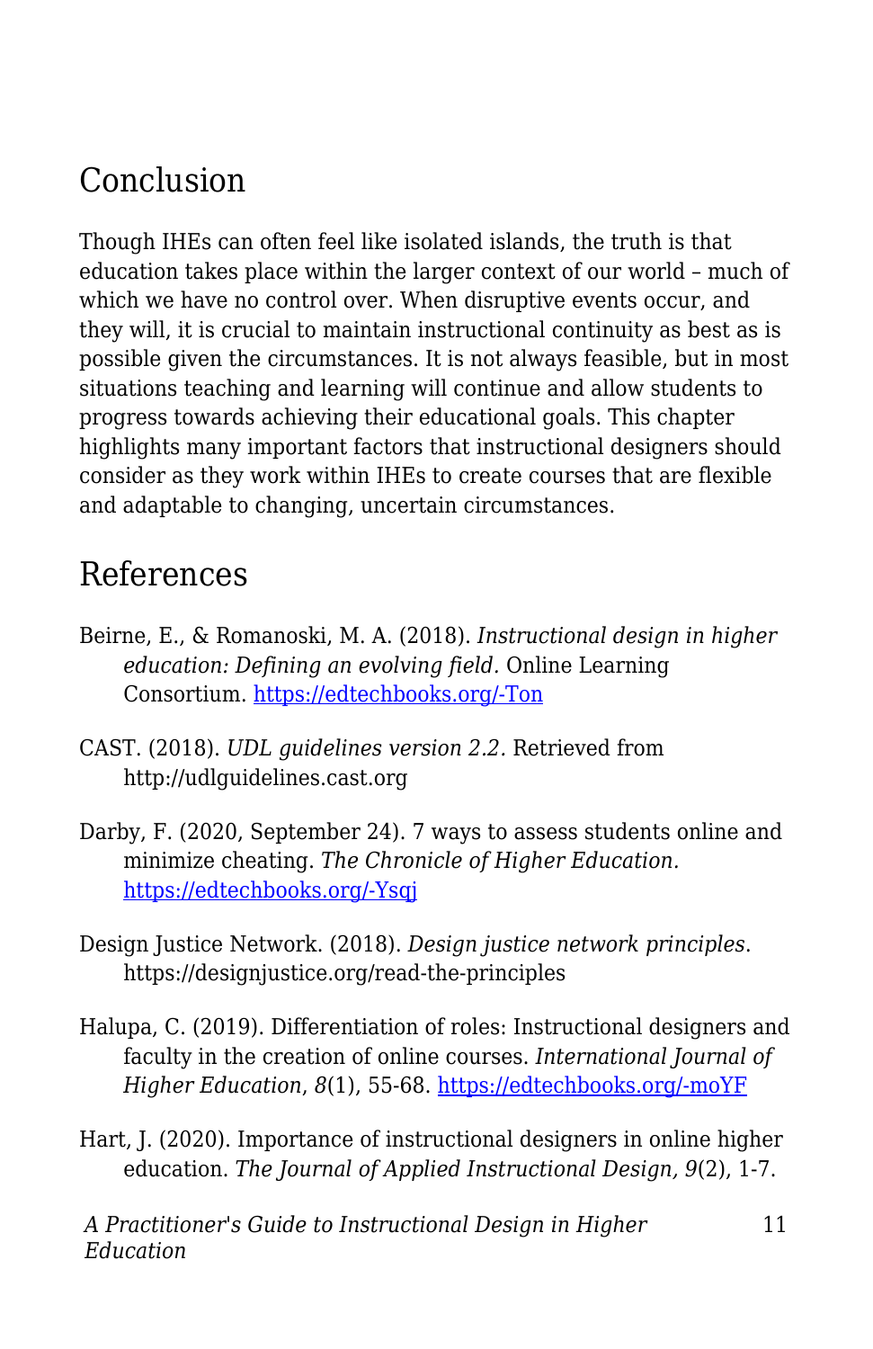## Conclusion

Though IHEs can often feel like isolated islands, the truth is that education takes place within the larger context of our world – much of which we have no control over. When disruptive events occur, and they will, it is crucial to maintain instructional continuity as best as is possible given the circumstances. It is not always feasible, but in most situations teaching and learning will continue and allow students to progress towards achieving their educational goals. This chapter highlights many important factors that instructional designers should consider as they work within IHEs to create courses that are flexible and adaptable to changing, uncertain circumstances.

## References

Beirne, E., & Romanoski, M. A. (2018). *Instructional design in higher education: Defining an evolving field.* Online Learning Consortium. [https://edtechbooks.org/-Ton](https://edtechbooks.org/-Ton)

CAST. (2018). *UDL guidelines version 2.2.* Retrieved from http://udlguidelines.cast.org

Darby, F. (2020, September 24). 7 ways to assess students online and minimize cheating. *The Chronicle of Higher Education.* [https://edtechbooks.org/-Ysqj](https://edtechbooks.org/-Ysqj)

Design Justice Network. (2018). *Design justice network principles*. https://designjustice.org/read-the-principles

Halupa, C. (2019). Differentiation of roles: Instructional designers and faculty in the creation of online courses. *International Journal of Higher Education*, *8*(1), 55-68. [https://edtechbooks.org/-moYF](https://edtechbooks.org/-moYF)

Hart, J. (2020). Importance of instructional designers in online higher education. *The Journal of Applied Instructional Design, 9*(2), 1-7.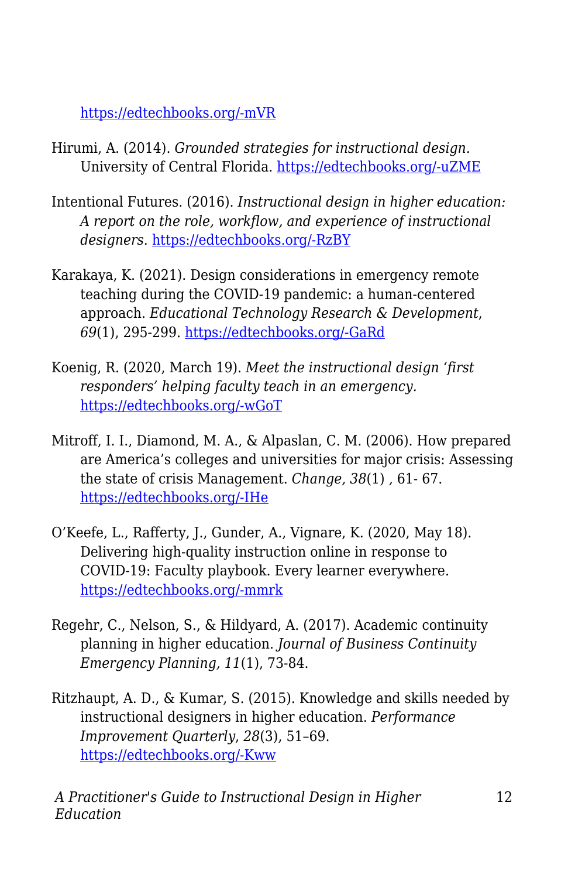https://edtechbooks.org/-mVR

Hirumi, A. (2014). *Grounded strategies for instructional design.* University of Central Florida. https://edtechbooks.org/-uZME

Intentional Futures. (2016). *Instructional design in higher education: A report on the role, workflow, and experience of instructional designers.* https://edtechbooks.org/-RzBY

Karakaya, K. (2021). Design considerations in emergency remote teaching during the COVID-19 pandemic: a human-centered approach. *Educational Technology Research & Development*, *69*(1), 295-299. https://edtechbooks.org/-GaRd

Koenig, R. (2020, March 19). *Meet the instructional design 'first responders' helping faculty teach in an emergency.* https://edtechbooks.org/-wGoT

Mitroff, I. I., Diamond, M. A., & Alpaslan, C. M. (2006). How prepared are America's colleges and universities for major crisis: Assessing the state of crisis Management. *Change, 38*(1) , 61- 67. https://edtechbooks.org/-IHe

O'Keefe, L., Rafferty, J., Gunder, A., Vignare, K. (2020, May 18). Delivering high-quality instruction online in response to COVID-19: Faculty playbook. Every learner everywhere. https://edtechbooks.org/-mmrk

Regehr, C., Nelson, S., & Hildyard, A. (2017). Academic continuity planning in higher education. *Journal of Business Continuity Emergency Planning, 11*(1), 73-84.

Ritzhaupt, A. D., & Kumar, S. (2015). Knowledge and skills needed by instructional designers in higher education. *Performance Improvement Quarterly*, *28*(3), 51–69. https://edtechbooks.org/-Kww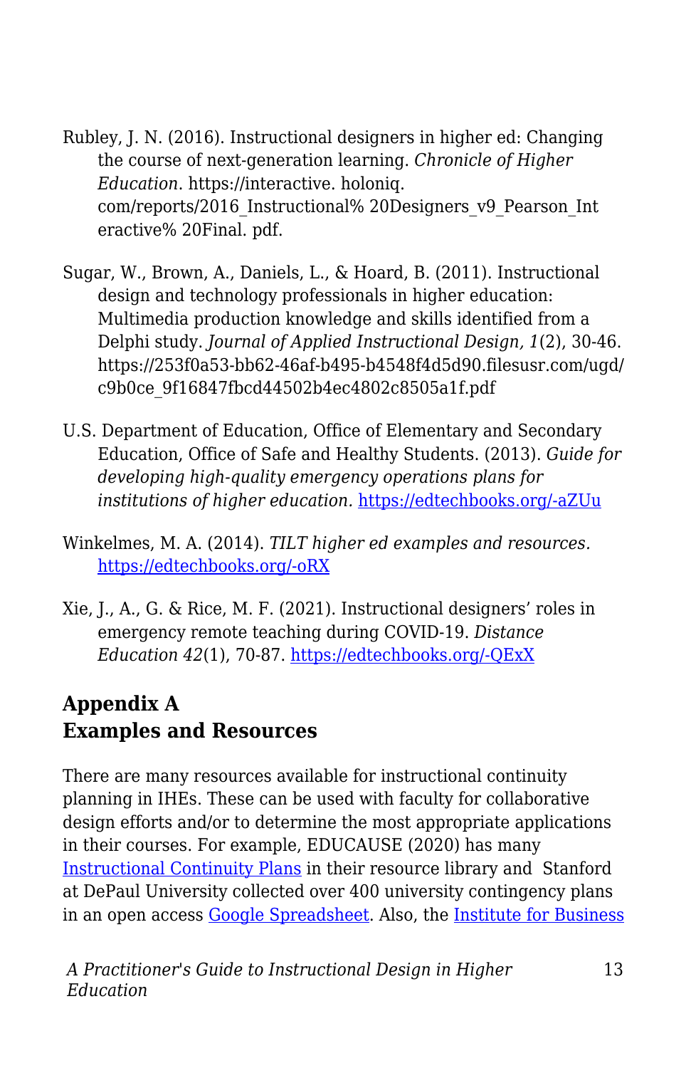Rubley, J. N. (2016). Instructional designers in higher ed: Changing the course of next-generation learning. *Chronicle of Higher Education*. https://interactive. holoniq. com/reports/2016_Instructional% 20Designers_v9_Pearson_Interactive% 20Final. pdf.

Sugar, W., Brown, A., Daniels, L., & Hoard, B. (2011). Instructional design and technology professionals in higher education: Multimedia production knowledge and skills identified from a Delphi study. *Journal of Applied Instructional Design, 1*(2), 30-46. https://253f0a53-bb62-46af-b495-b4548f4d5d90.filesusr.com/ugd/c9b0ce_9f16847fbcd44502b4ec4802c8505a1f.pdf

U.S. Department of Education, Office of Elementary and Secondary Education, Office of Safe and Healthy Students. (2013). *Guide for developing high-quality emergency operations plans for institutions of higher education.* [https://edtechbooks.org/-aZUu](https://edtechbooks.org/-aZUu)

Winkelmes, M. A. (2014). *TILT higher ed examples and resources.* [https://edtechbooks.org/-oRX](https://edtechbooks.org/-oRX)

Xie, J., A., G. & Rice, M. F. (2021). Instructional designers' roles in emergency remote teaching during COVID-19. *Distance Education 42*(1), 70-87. [https://edtechbooks.org/-QExX](https://edtechbooks.org/-QExX)

## Appendix A
## Examples and Resources

There are many resources available for instructional continuity planning in IHEs. These can be used with faculty for collaborative design efforts and/or to determine the most appropriate applications in their courses. For example, EDUCAUSE (2020) has many Instructional Continuity Plans in their resource library and Stanford at DePaul University collected over 400 university contingency plans in an open access Google Spreadsheet. Also, the Institute for Business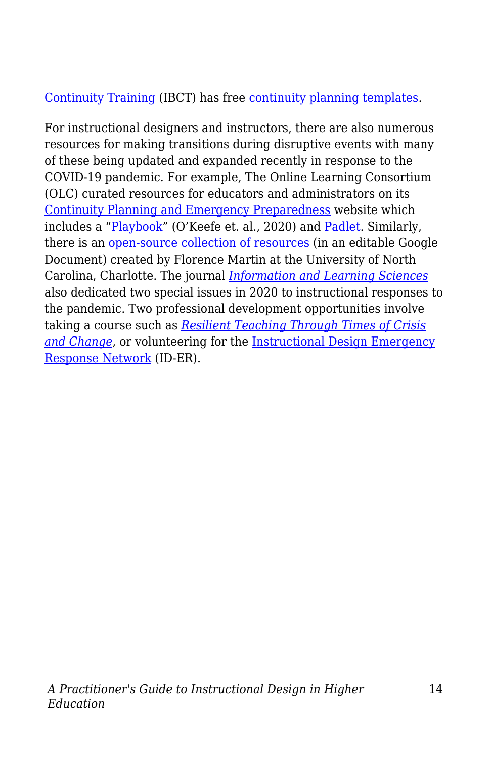Continuity Training (IBCT) has free continuity planning templates.

For instructional designers and instructors, there are also numerous resources for making transitions during disruptive events with many of these being updated and expanded recently in response to the COVID-19 pandemic. For example, The Online Learning Consortium (OLC) curated resources for educators and administrators on its Continuity Planning and Emergency Preparedness website which includes a "Playbook" (O'Keefe et. al., 2020) and Padlet. Similarly, there is an open-source collection of resources (in an editable Google Document) created by Florence Martin at the University of North Carolina, Charlotte. The journal *Information and Learning Sciences* also dedicated two special issues in 2020 to instructional responses to the pandemic. Two professional development opportunities involve taking a course such as *Resilient Teaching Through Times of Crisis and Change*, or volunteering for the Instructional Design Emergency Response Network (ID-ER).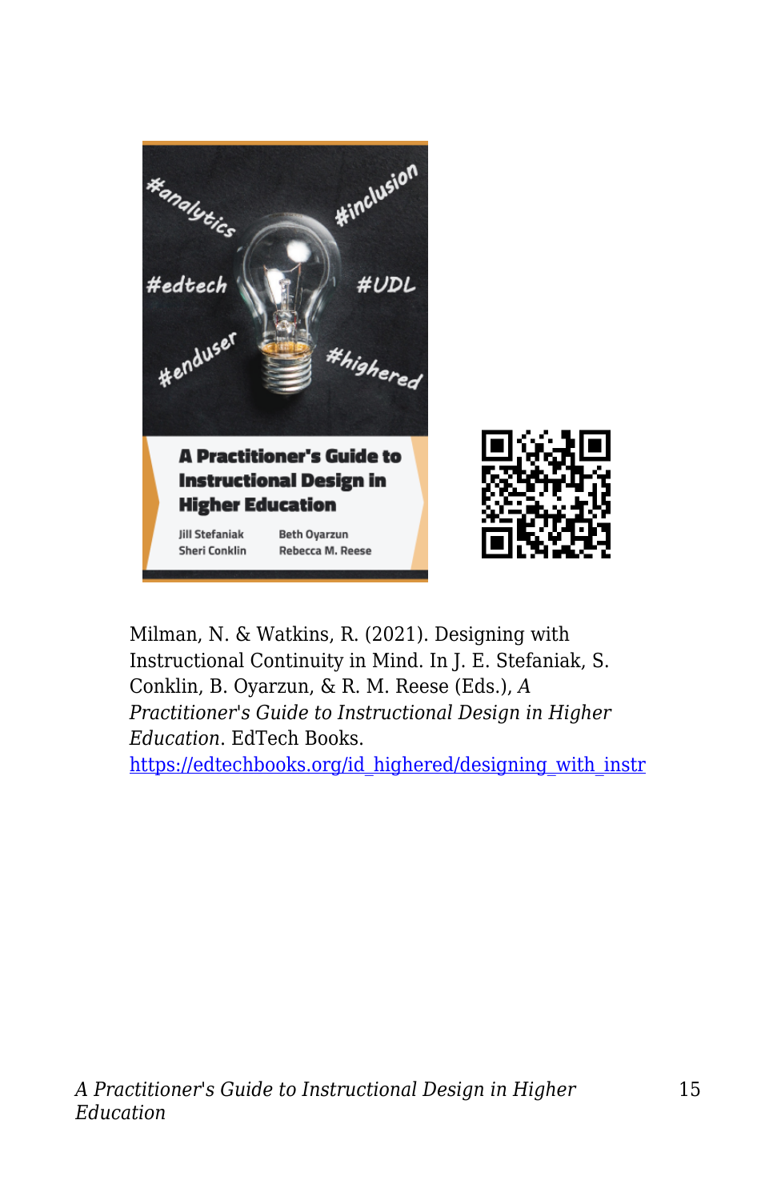Milman, N. & Watkins, R. (2021). Designing with Instructional Continuity in Mind. In J. E. Stefaniak, S. Conklin, B. Oyarzun, & R. M. Reese (Eds.), *A Practitioner's Guide to Instructional Design in Higher Education*. EdTech Books. https://edtechbooks.org/id_highered/designing_with_instr